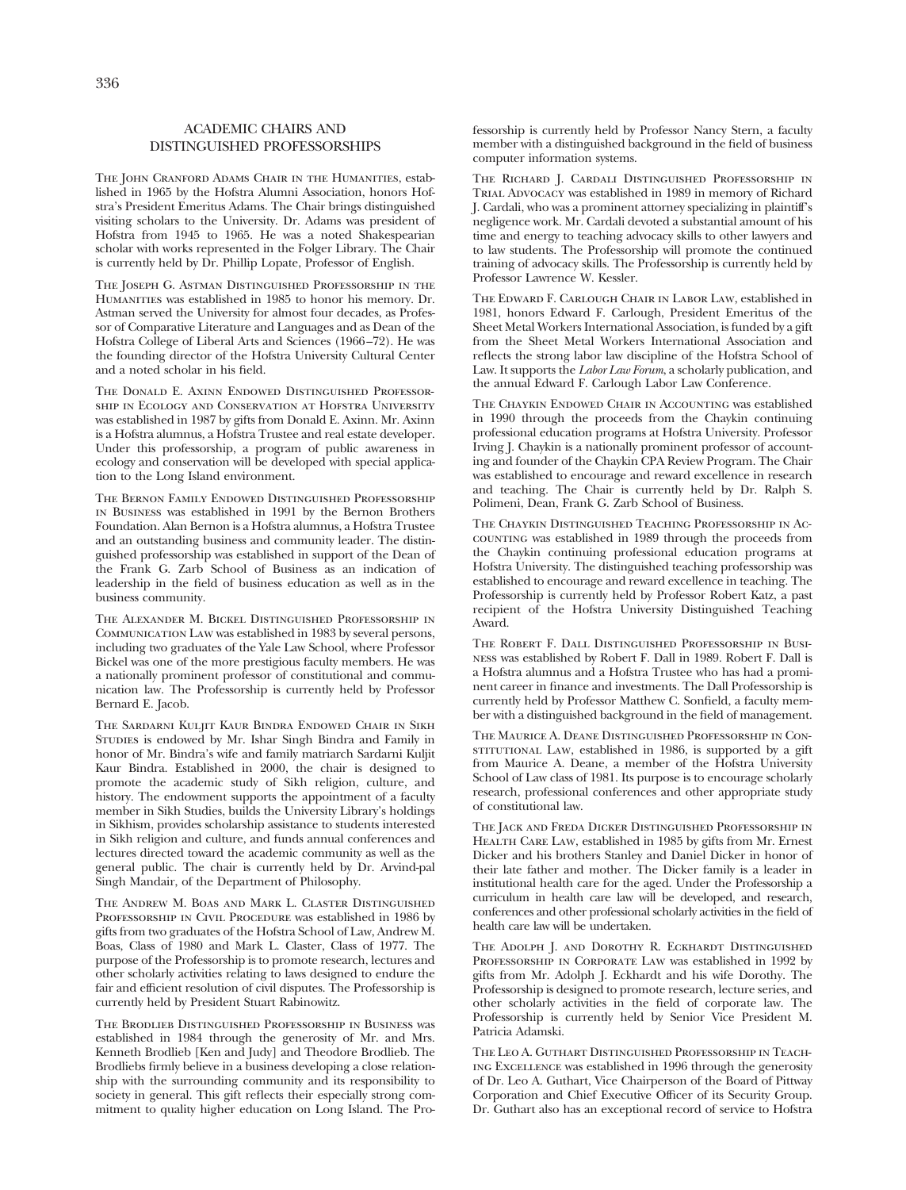## ACADEMIC CHAIRS AND DISTINGUISHED PROFESSORSHIPS

The John Cranford Adams Chair in the Humanities, established in 1965 by the Hofstra Alumni Association, honors Hofstra's President Emeritus Adams. The Chair brings distinguished visiting scholars to the University. Dr. Adams was president of Hofstra from 1945 to 1965. He was a noted Shakespearian scholar with works represented in the Folger Library. The Chair is currently held by Dr. Phillip Lopate, Professor of English.

The Joseph G. Astman Distinguished Professorship in the Humanities was established in 1985 to honor his memory. Dr. Astman served the University for almost four decades, as Professor of Comparative Literature and Languages and as Dean of the Hofstra College of Liberal Arts and Sciences (1966–72). He was the founding director of the Hofstra University Cultural Center and a noted scholar in his field.

The Donald E. Axinn Endowed Distinguished Professorship in Ecology and Conservation at Hofstra University was established in 1987 by gifts from Donald E. Axinn. Mr. Axinn is a Hofstra alumnus, a Hofstra Trustee and real estate developer. Under this professorship, a program of public awareness in ecology and conservation will be developed with special application to the Long Island environment.

The Bernon Family Endowed Distinguished Professorship in Business was established in 1991 by the Bernon Brothers Foundation. Alan Bernon is a Hofstra alumnus, a Hofstra Trustee and an outstanding business and community leader. The distinguished professorship was established in support of the Dean of the Frank G. Zarb School of Business as an indication of leadership in the field of business education as well as in the business community.

The Alexander M. Bickel Distinguished Professorship in Communication Law was established in 1983 by several persons, including two graduates of the Yale Law School, where Professor Bickel was one of the more prestigious faculty members. He was a nationally prominent professor of constitutional and communication law. The Professorship is currently held by Professor Bernard E. Jacob.

The Sardarni Kuljit Kaur Bindra Endowed Chair in Sikh Studies is endowed by Mr. Ishar Singh Bindra and Family in honor of Mr. Bindra's wife and family matriarch Sardarni Kuljit Kaur Bindra. Established in 2000, the chair is designed to promote the academic study of Sikh religion, culture, and history. The endowment supports the appointment of a faculty member in Sikh Studies, builds the University Library's holdings in Sikhism, provides scholarship assistance to students interested in Sikh religion and culture, and funds annual conferences and lectures directed toward the academic community as well as the general public. The chair is currently held by Dr. Arvind-pal Singh Mandair, of the Department of Philosophy.

The Andrew M. Boas and Mark L. Claster Distinguished Professorship in Civil Procedure was established in 1986 by gifts from two graduates of the Hofstra School of Law, Andrew M. Boas, Class of 1980 and Mark L. Claster, Class of 1977. The purpose of the Professorship is to promote research, lectures and other scholarly activities relating to laws designed to endure the fair and efficient resolution of civil disputes. The Professorship is currently held by President Stuart Rabinowitz.

The Brodlieb Distinguished Professorship in Business was established in 1984 through the generosity of Mr. and Mrs. Kenneth Brodlieb [Ken and Judy] and Theodore Brodlieb. The Brodliebs firmly believe in a business developing a close relationship with the surrounding community and its responsibility to society in general. This gift reflects their especially strong commitment to quality higher education on Long Island. The Professorship is currently held by Professor Nancy Stern, a faculty member with a distinguished background in the field of business computer information systems.

The Richard J. Cardali Distinguished Professorship in Trial Advocacy was established in 1989 in memory of Richard J. Cardali, who was a prominent attorney specializing in plaintiff's negligence work. Mr. Cardali devoted a substantial amount of his time and energy to teaching advocacy skills to other lawyers and to law students. The Professorship will promote the continued training of advocacy skills. The Professorship is currently held by Professor Lawrence W. Kessler.

The Edward F. Carlough Chair in Labor Law, established in 1981, honors Edward F. Carlough, President Emeritus of the Sheet Metal Workers International Association, is funded by a gift from the Sheet Metal Workers International Association and reflects the strong labor law discipline of the Hofstra School of Law. It supports the *Labor Law Forum*, a scholarly publication, and the annual Edward F. Carlough Labor Law Conference.

The Chaykin Endowed Chair in Accounting was established in 1990 through the proceeds from the Chaykin continuing professional education programs at Hofstra University. Professor Irving J. Chaykin is a nationally prominent professor of accounting and founder of the Chaykin CPA Review Program. The Chair was established to encourage and reward excellence in research and teaching. The Chair is currently held by Dr. Ralph S. Polimeni, Dean, Frank G. Zarb School of Business.

The Chaykin Distinguished Teaching Professorship in Accounting was established in 1989 through the proceeds from the Chaykin continuing professional education programs at Hofstra University. The distinguished teaching professorship was established to encourage and reward excellence in teaching. The Professorship is currently held by Professor Robert Katz, a past recipient of the Hofstra University Distinguished Teaching Award.

The Robert F. Dall Distinguished Professorship in Business was established by Robert F. Dall in 1989. Robert F. Dall is a Hofstra alumnus and a Hofstra Trustee who has had a prominent career in finance and investments. The Dall Professorship is currently held by Professor Matthew C. Sonfield, a faculty member with a distinguished background in the field of management.

The Maurice A. Deane Distinguished Professorship in Constitutional Law, established in 1986, is supported by a gift from Maurice A. Deane, a member of the Hofstra University School of Law class of 1981. Its purpose is to encourage scholarly research, professional conferences and other appropriate study of constitutional law.

The Jack and Freda Dicker Distinguished Professorship in Health Care Law, established in 1985 by gifts from Mr. Ernest Dicker and his brothers Stanley and Daniel Dicker in honor of their late father and mother. The Dicker family is a leader in institutional health care for the aged. Under the Professorship a curriculum in health care law will be developed, and research, conferences and other professional scholarly activities in the field of health care law will be undertaken.

The Adolph J. and Dorothy R. Eckhardt Distinguished Professorship in Corporate Law was established in 1992 by gifts from Mr. Adolph J. Eckhardt and his wife Dorothy. The Professorship is designed to promote research, lecture series, and other scholarly activities in the field of corporate law. The Professorship is currently held by Senior Vice President M. Patricia Adamski.

The Leo A. Guthart Distinguished Professorship in Teaching Excellence was established in 1996 through the generosity of Dr. Leo A. Guthart, Vice Chairperson of the Board of Pittway Corporation and Chief Executive Officer of its Security Group. Dr. Guthart also has an exceptional record of service to Hofstra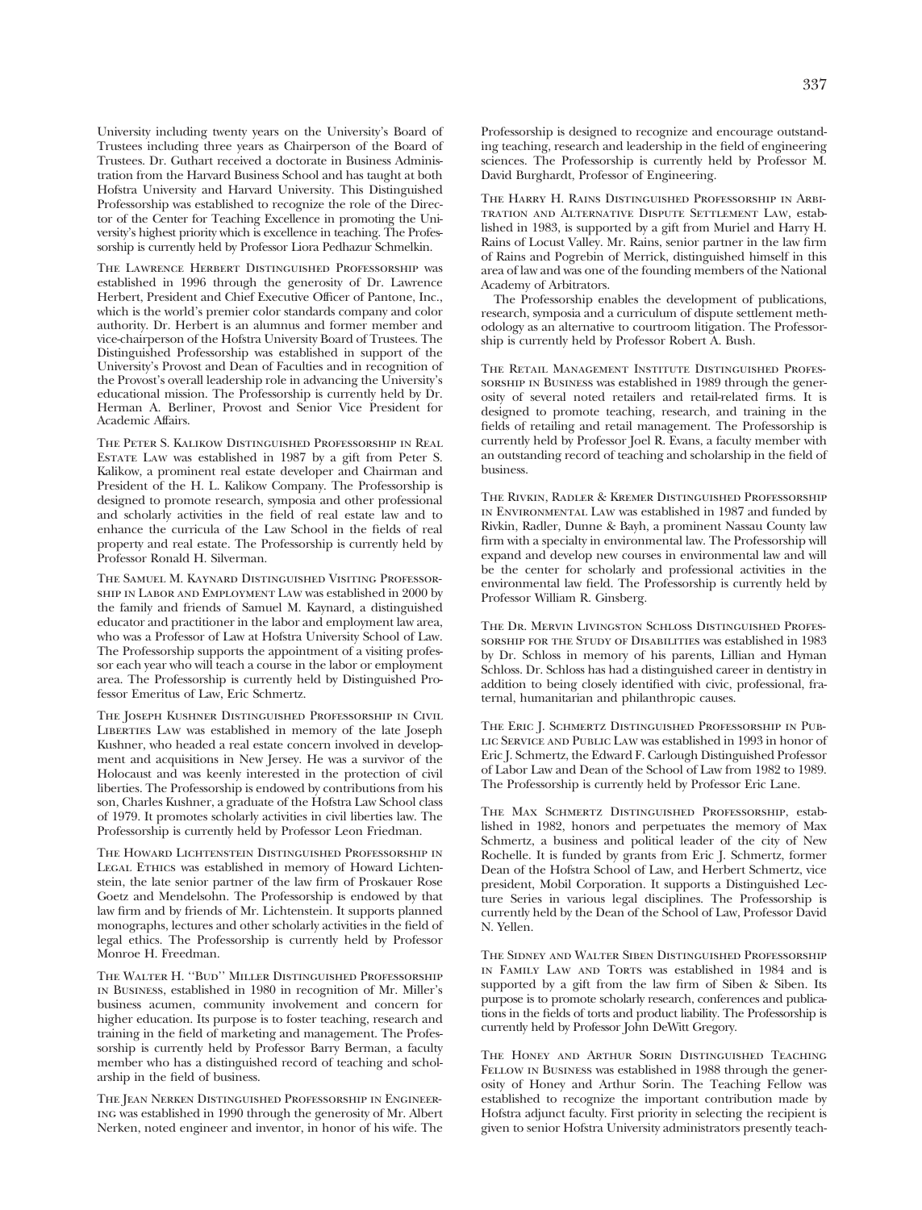University including twenty years on the University's Board of Trustees including three years as Chairperson of the Board of Trustees. Dr. Guthart received a doctorate in Business Administration from the Harvard Business School and has taught at both Hofstra University and Harvard University. This Distinguished Professorship was established to recognize the role of the Director of the Center for Teaching Excellence in promoting the University's highest priority which is excellence in teaching. The Professorship is currently held by Professor Liora Pedhazur Schmelkin.

The Lawrence Herbert Distinguished Professorship was established in 1996 through the generosity of Dr. Lawrence Herbert, President and Chief Executive Officer of Pantone, Inc., which is the world's premier color standards company and color authority. Dr. Herbert is an alumnus and former member and vice-chairperson of the Hofstra University Board of Trustees. The Distinguished Professorship was established in support of the University's Provost and Dean of Faculties and in recognition of the Provost's overall leadership role in advancing the University's educational mission. The Professorship is currently held by Dr. Herman A. Berliner, Provost and Senior Vice President for Academic Affairs.

The Peter S. Kalikow Distinguished Professorship in Real Estate Law was established in 1987 by a gift from Peter S. Kalikow, a prominent real estate developer and Chairman and President of the H. L. Kalikow Company. The Professorship is designed to promote research, symposia and other professional and scholarly activities in the field of real estate law and to enhance the curricula of the Law School in the fields of real property and real estate. The Professorship is currently held by Professor Ronald H. Silverman.

The Samuel M. Kaynard Distinguished Visiting Professorship in Labor and Employment Law was established in 2000 by the family and friends of Samuel M. Kaynard, a distinguished educator and practitioner in the labor and employment law area, who was a Professor of Law at Hofstra University School of Law. The Professorship supports the appointment of a visiting professor each year who will teach a course in the labor or employment area. The Professorship is currently held by Distinguished Professor Emeritus of Law, Eric Schmertz.

The Joseph Kushner Distinguished Professorship in Civil Liberties Law was established in memory of the late Joseph Kushner, who headed a real estate concern involved in development and acquisitions in New Jersey. He was a survivor of the Holocaust and was keenly interested in the protection of civil liberties. The Professorship is endowed by contributions from his son, Charles Kushner, a graduate of the Hofstra Law School class of 1979. It promotes scholarly activities in civil liberties law. The Professorship is currently held by Professor Leon Friedman.

The Howard Lichtenstein Distinguished Professorship in Legal Ethics was established in memory of Howard Lichtenstein, the late senior partner of the law firm of Proskauer Rose Goetz and Mendelsohn. The Professorship is endowed by that law firm and by friends of Mr. Lichtenstein. It supports planned monographs, lectures and other scholarly activities in the field of legal ethics. The Professorship is currently held by Professor Monroe H. Freedman.

The Walter H. "Bud" Miller Distinguished Professorship in Business, established in 1980 in recognition of Mr. Miller's business acumen, community involvement and concern for higher education. Its purpose is to foster teaching, research and training in the field of marketing and management. The Professorship is currently held by Professor Barry Berman, a faculty member who has a distinguished record of teaching and scholarship in the field of business.

The Jean Nerken Distinguished Professorship in Engineering was established in 1990 through the generosity of Mr. Albert Nerken, noted engineer and inventor, in honor of his wife. The Professorship is designed to recognize and encourage outstanding teaching, research and leadership in the field of engineering sciences. The Professorship is currently held by Professor M. David Burghardt, Professor of Engineering.

The Harry H. Rains Distinguished Professorship in Arbitration and Alternative Dispute Settlement Law, established in 1983, is supported by a gift from Muriel and Harry H. Rains of Locust Valley. Mr. Rains, senior partner in the law firm of Rains and Pogrebin of Merrick, distinguished himself in this area of law and was one of the founding members of the National Academy of Arbitrators.

The Professorship enables the development of publications, research, symposia and a curriculum of dispute settlement methodology as an alternative to courtroom litigation. The Professorship is currently held by Professor Robert A. Bush.

The Retail Management Institute Distinguished Professorship in Business was established in 1989 through the generosity of several noted retailers and retail-related firms. It is designed to promote teaching, research, and training in the fields of retailing and retail management. The Professorship is currently held by Professor Joel R. Evans, a faculty member with an outstanding record of teaching and scholarship in the field of business.

The Rivkin, Radler & Kremer Distinguished Professorship in Environmental Law was established in 1987 and funded by Rivkin, Radler, Dunne & Bayh, a prominent Nassau County law firm with a specialty in environmental law. The Professorship will expand and develop new courses in environmental law and will be the center for scholarly and professional activities in the environmental law field. The Professorship is currently held by Professor William R. Ginsberg.

The Dr. Mervin Livingston Schloss Distinguished Professorship for the Study of Disabilities was established in 1983 by Dr. Schloss in memory of his parents, Lillian and Hyman Schloss. Dr. Schloss has had a distinguished career in dentistry in addition to being closely identified with civic, professional, fraternal, humanitarian and philanthropic causes.

The Eric J. Schmertz Distinguished Professorship in Public Service and Public Law was established in 1993 in honor of Eric J. Schmertz, the Edward F. Carlough Distinguished Professor of Labor Law and Dean of the School of Law from 1982 to 1989. The Professorship is currently held by Professor Eric Lane.

The Max Schmertz Distinguished Professorship, established in 1982, honors and perpetuates the memory of Max Schmertz, a business and political leader of the city of New Rochelle. It is funded by grants from Eric J. Schmertz, former Dean of the Hofstra School of Law, and Herbert Schmertz, vice president, Mobil Corporation. It supports a Distinguished Lecture Series in various legal disciplines. The Professorship is currently held by the Dean of the School of Law, Professor David N. Yellen.

The Sidney and Walter Siben Distinguished Professorship in Family Law and Torts was established in 1984 and is supported by a gift from the law firm of Siben & Siben. Its purpose is to promote scholarly research, conferences and publications in the fields of torts and product liability. The Professorship is currently held by Professor John DeWitt Gregory.

The Honey and Arthur Sorin Distinguished Teaching Fellow in Business was established in 1988 through the generosity of Honey and Arthur Sorin. The Teaching Fellow was established to recognize the important contribution made by Hofstra adjunct faculty. First priority in selecting the recipient is given to senior Hofstra University administrators presently teach-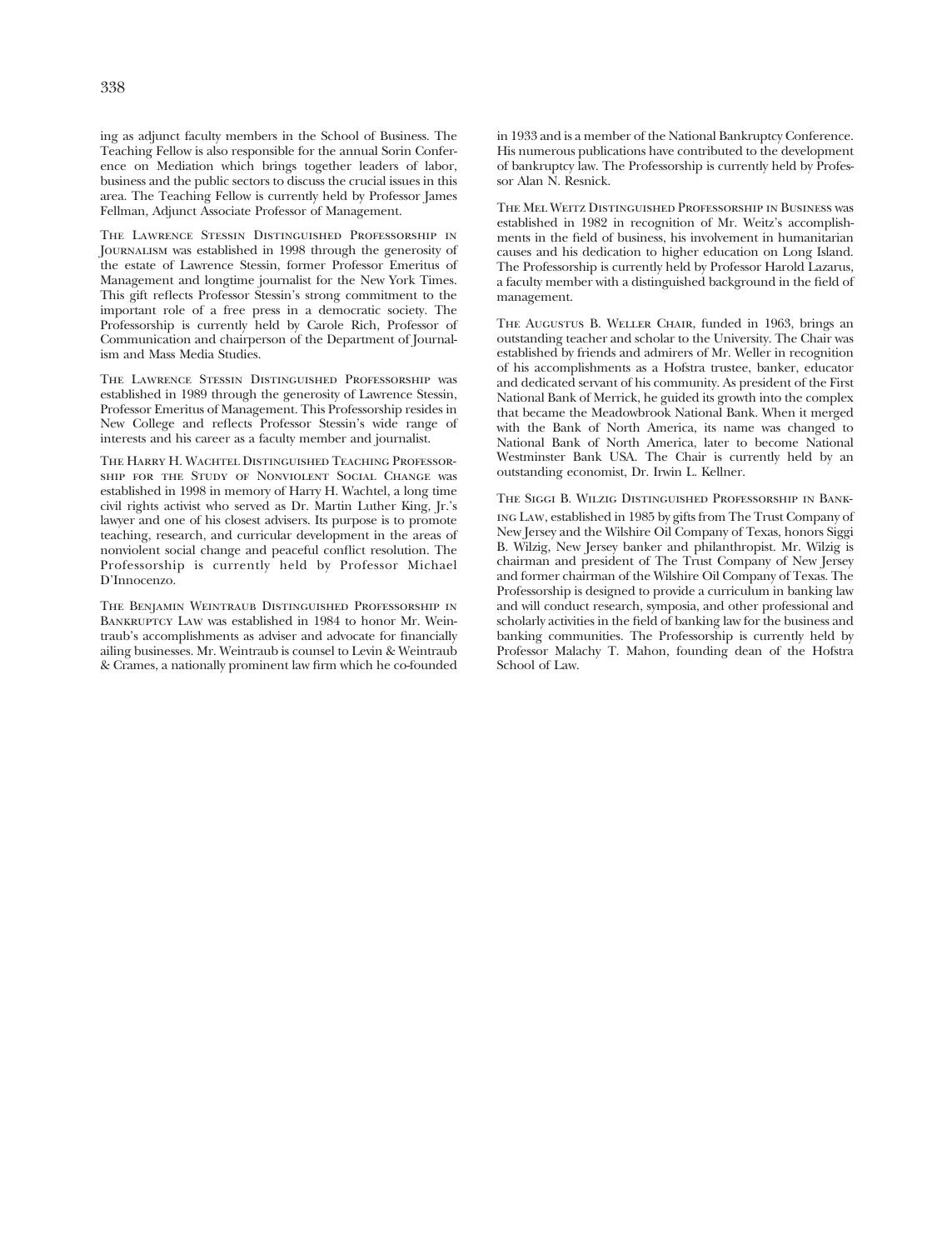ing as adjunct faculty members in the School of Business. The Teaching Fellow is also responsible for the annual Sorin Conference on Mediation which brings together leaders of labor, business and the public sectors to discuss the crucial issues in this area. The Teaching Fellow is currently held by Professor James Fellman, Adjunct Associate Professor of Management.

The Lawrence Stessin Distinguished Professorship in Journalism was established in 1998 through the generosity of the estate of Lawrence Stessin, former Professor Emeritus of Management and longtime journalist for the New York Times. This gift reflects Professor Stessin's strong commitment to the important role of a free press in a democratic society. The Professorship is currently held by Carole Rich, Professor of Communication and chairperson of the Department of Journalism and Mass Media Studies.

The Lawrence Stessin Distinguished Professorship was established in 1989 through the generosity of Lawrence Stessin, Professor Emeritus of Management. This Professorship resides in New College and reflects Professor Stessin's wide range of interests and his career as a faculty member and journalist.

The Harry H. Wachtel Distinguished Teaching Professorship for the Study of Nonviolent Social Change was established in 1998 in memory of Harry H. Wachtel, a long time civil rights activist who served as Dr. Martin Luther King, Jr.'s lawyer and one of his closest advisers. Its purpose is to promote teaching, research, and curricular development in the areas of nonviolent social change and peaceful conflict resolution. The Professorship is currently held by Professor Michael D'Innocenzo.

The Benjamin Weintraub Distinguished Professorship in Bankruptcy Law was established in 1984 to honor Mr. Weintraub's accomplishments as adviser and advocate for financially ailing businesses. Mr. Weintraub is counsel to Levin & Weintraub & Crames, a nationally prominent law firm which he co-founded in 1933 and is a member of the National Bankruptcy Conference. His numerous publications have contributed to the development of bankruptcy law. The Professorship is currently held by Professor Alan N. Resnick.

The Mel Weitz Distinguished Professorship in Business was established in 1982 in recognition of Mr. Weitz's accomplishments in the field of business, his involvement in humanitarian causes and his dedication to higher education on Long Island. The Professorship is currently held by Professor Harold Lazarus, a faculty member with a distinguished background in the field of management.

The Augustus B. Weller Chair, funded in 1963, brings an outstanding teacher and scholar to the University. The Chair was established by friends and admirers of Mr. Weller in recognition of his accomplishments as a Hofstra trustee, banker, educator and dedicated servant of his community. As president of the First National Bank of Merrick, he guided its growth into the complex that became the Meadowbrook National Bank. When it merged with the Bank of North America, its name was changed to National Bank of North America, later to become National Westminster Bank USA. The Chair is currently held by an outstanding economist, Dr. Irwin L. Kellner.

The Siggi B. Wilzig Distinguished Professorship in Banking Law, established in 1985 by gifts from The Trust Company of New Jersey and the Wilshire Oil Company of Texas, honors Siggi B. Wilzig, New Jersey banker and philanthropist. Mr. Wilzig is chairman and president of The Trust Company of New Jersey and former chairman of the Wilshire Oil Company of Texas. The Professorship is designed to provide a curriculum in banking law and will conduct research, symposia, and other professional and scholarly activities in the field of banking law for the business and banking communities. The Professorship is currently held by Professor Malachy T. Mahon, founding dean of the Hofstra School of Law.